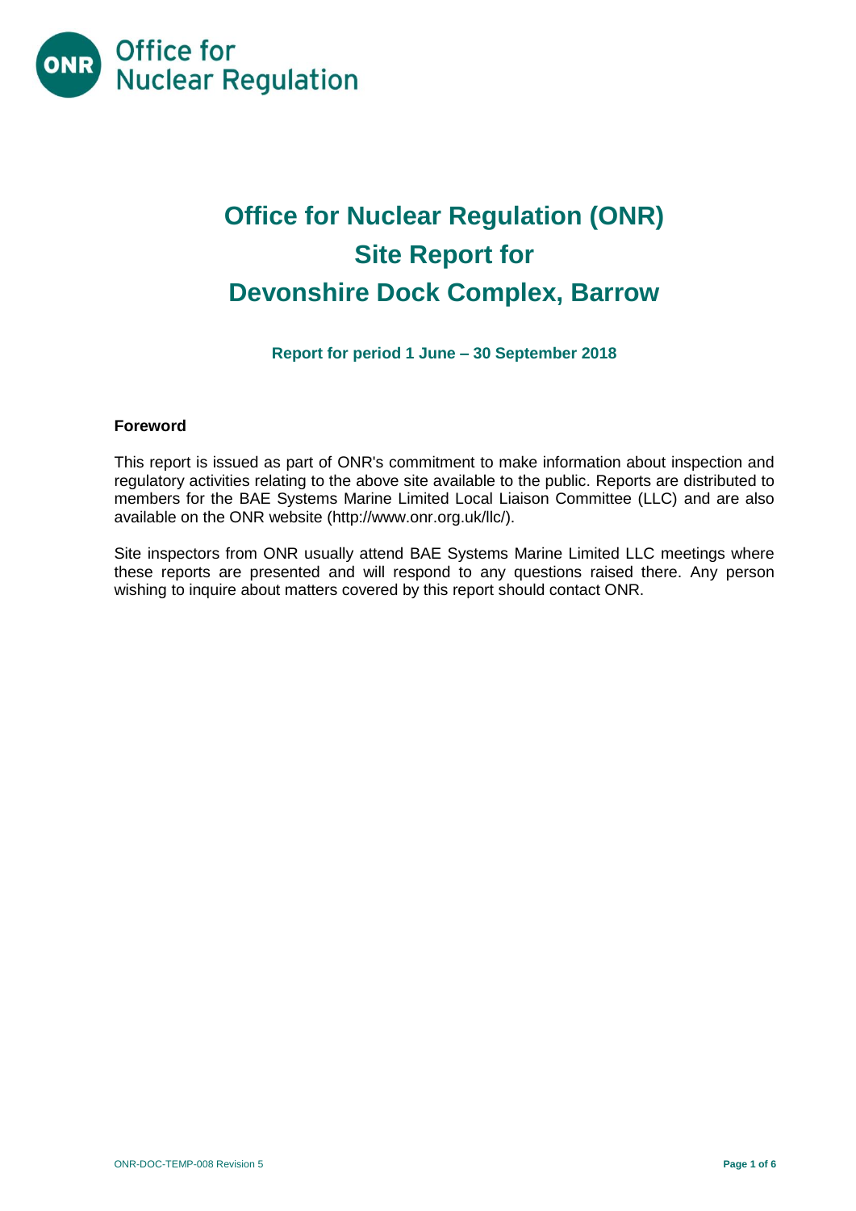# Office for Nuclear Regulation (ONR) Site Report for Devonshire Dock Complex, Barrow

**Report for period 1 June – 30 September 2018**

## Foreword

This report is issued as part of ONR's commitment to make information about inspection and regulatory activities relating to the above site available to the public. Reports are distributed to members for the BAE Systems Marine Limited Local Liaison Committee (LLC) and are also available on the ONR website (http://www.onr.org.uk/llc/).

Site inspectors from ONR usually attend BAE Systems Marine Limited LLC meetings where these reports are presented and will respond to any questions raised there. Any person wishing to inquire about matters covered by this report should contact ONR.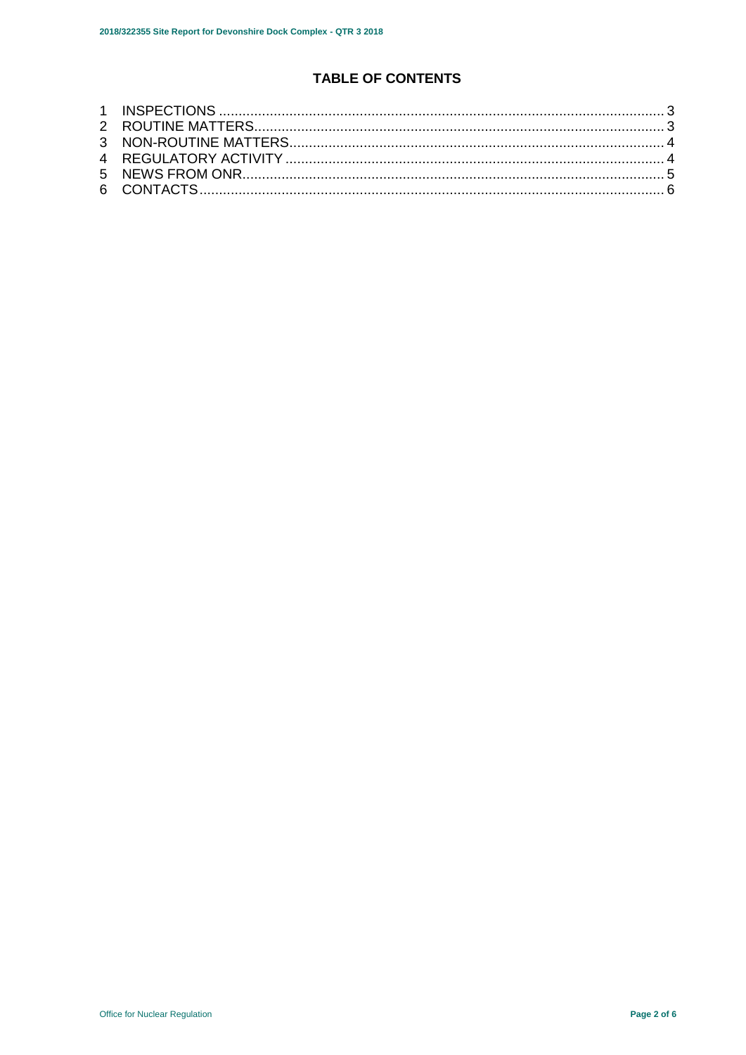# TABLE OF CONTENTS

1 INSPECTIONS .................................................................................................................. 3
2 ROUTINE MATTERS........................................................................................................ 3
3 NON-ROUTINE MATTERS................................................................................................ 4
4 REGULATORY ACTIVITY ................................................................................................ 4
5 NEWS FROM ONR............................................................................................................ 5
6 CONTACTS....................................................................................................................... 6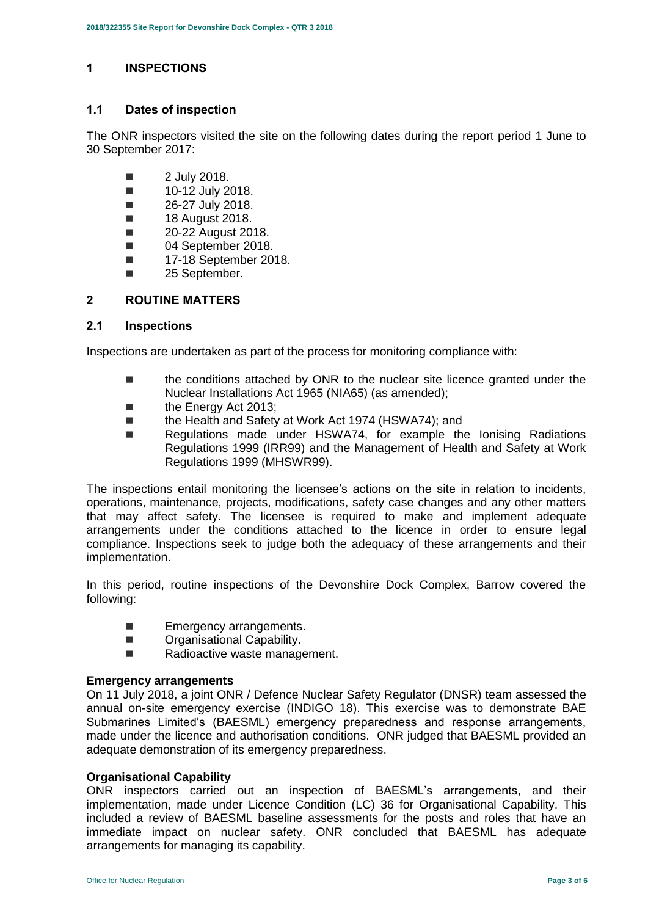## 1 INSPECTIONS

### 1.1 Dates of inspection

The ONR inspectors visited the site on the following dates during the report period 1 June to 30 September 2017:

- 2 July 2018.
- 10-12 July 2018.
- 26-27 July 2018.
- 18 August 2018.
- 20-22 August 2018.
- 04 September 2018.
- 17-18 September 2018.
- 25 September.

## 2 ROUTINE MATTERS

### 2.1 Inspections

Inspections are undertaken as part of the process for monitoring compliance with:

- the conditions attached by ONR to the nuclear site licence granted under the Nuclear Installations Act 1965 (NIA65) (as amended);
- the Energy Act 2013;
- the Health and Safety at Work Act 1974 (HSWA74); and
- Regulations made under HSWA74, for example the Ionising Radiations Regulations 1999 (IRR99) and the Management of Health and Safety at Work Regulations 1999 (MHSWR99).

The inspections entail monitoring the licensee's actions on the site in relation to incidents, operations, maintenance, projects, modifications, safety case changes and any other matters that may affect safety. The licensee is required to make and implement adequate arrangements under the conditions attached to the licence in order to ensure legal compliance. Inspections seek to judge both the adequacy of these arrangements and their implementation.

In this period, routine inspections of the Devonshire Dock Complex, Barrow covered the following:

- Emergency arrangements.
- Organisational Capability.
- Radioactive waste management.

**Emergency arrangements**

On 11 July 2018, a joint ONR / Defence Nuclear Safety Regulator (DNSR) team assessed the annual on-site emergency exercise (INDIGO 18). This exercise was to demonstrate BAE Submarines Limited's (BAESML) emergency preparedness and response arrangements, made under the licence and authorisation conditions. ONR judged that BAESML provided an adequate demonstration of its emergency preparedness.

**Organisational Capability**

ONR inspectors carried out an inspection of BAESML's arrangements, and their implementation, made under Licence Condition (LC) 36 for Organisational Capability. This included a review of BAESML baseline assessments for the posts and roles that have an immediate impact on nuclear safety. ONR concluded that BAESML has adequate arrangements for managing its capability.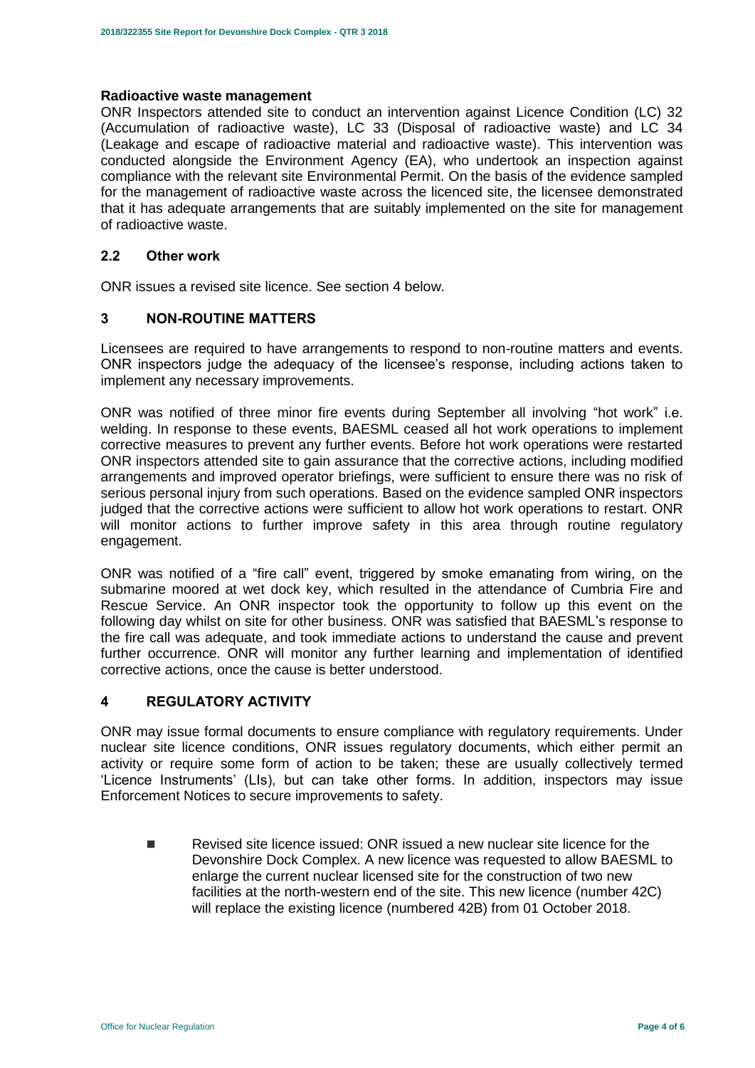**Radioactive waste management**

ONR Inspectors attended site to conduct an intervention against Licence Condition (LC) 32 (Accumulation of radioactive waste), LC 33 (Disposal of radioactive waste) and LC 34 (Leakage and escape of radioactive material and radioactive waste). This intervention was conducted alongside the Environment Agency (EA), who undertook an inspection against compliance with the relevant site Environmental Permit. On the basis of the evidence sampled for the management of radioactive waste across the licenced site, the licensee demonstrated that it has adequate arrangements that are suitably implemented on the site for management of radioactive waste.

### 2.2 Other work

ONR issues a revised site licence. See section 4 below.

## 3 NON-ROUTINE MATTERS

Licensees are required to have arrangements to respond to non-routine matters and events. ONR inspectors judge the adequacy of the licensee's response, including actions taken to implement any necessary improvements.

ONR was notified of three minor fire events during September all involving "hot work" i.e. welding. In response to these events, BAESML ceased all hot work operations to implement corrective measures to prevent any further events. Before hot work operations were restarted ONR inspectors attended site to gain assurance that the corrective actions, including modified arrangements and improved operator briefings, were sufficient to ensure there was no risk of serious personal injury from such operations. Based on the evidence sampled ONR inspectors judged that the corrective actions were sufficient to allow hot work operations to restart. ONR will monitor actions to further improve safety in this area through routine regulatory engagement.

ONR was notified of a "fire call" event, triggered by smoke emanating from wiring, on the submarine moored at wet dock key, which resulted in the attendance of Cumbria Fire and Rescue Service. An ONR inspector took the opportunity to follow up this event on the following day whilst on site for other business. ONR was satisfied that BAESML's response to the fire call was adequate, and took immediate actions to understand the cause and prevent further occurrence. ONR will monitor any further learning and implementation of identified corrective actions, once the cause is better understood.

## 4 REGULATORY ACTIVITY

ONR may issue formal documents to ensure compliance with regulatory requirements. Under nuclear site licence conditions, ONR issues regulatory documents, which either permit an activity or require some form of action to be taken; these are usually collectively termed 'Licence Instruments' (LIs), but can take other forms. In addition, inspectors may issue Enforcement Notices to secure improvements to safety.

- Revised site licence issued: ONR issued a new nuclear site licence for the Devonshire Dock Complex. A new licence was requested to allow BAESML to enlarge the current nuclear licensed site for the construction of two new facilities at the north-western end of the site. This new licence (number 42C) will replace the existing licence (numbered 42B) from 01 October 2018.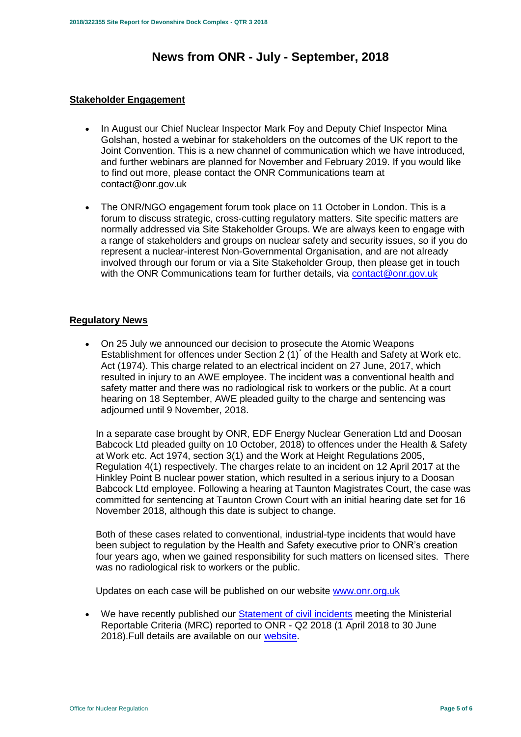# News from ONR - July - September, 2018

## Stakeholder Engagement

- In August our Chief Nuclear Inspector Mark Foy and Deputy Chief Inspector Mina Golshan, hosted a webinar for stakeholders on the outcomes of the UK report to the Joint Convention. This is a new channel of communication which we have introduced, and further webinars are planned for November and February 2019. If you would like to find out more, please contact the ONR Communications team at contact@onr.gov.uk

- The ONR/NGO engagement forum took place on 11 October in London. This is a forum to discuss strategic, cross-cutting regulatory matters. Site specific matters are normally addressed via Site Stakeholder Groups. We are always keen to engage with a range of stakeholders and groups on nuclear safety and security issues, so if you do represent a nuclear-interest Non-Governmental Organisation, and are not already involved through our forum or via a Site Stakeholder Group, then please get in touch with the ONR Communications team for further details, via [contact@onr.gov.uk](mailto:contact@onr.gov.uk)

## Regulatory News

- On 25 July we announced our decision to prosecute the Atomic Weapons Establishment for offences under Section 2 (1)* of the Health and Safety at Work etc. Act (1974). This charge related to an electrical incident on 27 June, 2017, which resulted in injury to an AWE employee. The incident was a conventional health and safety matter and there was no radiological risk to workers or the public. At a court hearing on 18 September, AWE pleaded guilty to the charge and sentencing was adjourned until 9 November, 2018.

  In a separate case brought by ONR, EDF Energy Nuclear Generation Ltd and Doosan Babcock Ltd pleaded guilty on 10 October, 2018) to offences under the Health & Safety at Work etc. Act 1974, section 3(1) and the Work at Height Regulations 2005, Regulation 4(1) respectively. The charges relate to an incident on 12 April 2017 at the Hinkley Point B nuclear power station, which resulted in a serious injury to a Doosan Babcock Ltd employee. Following a hearing at Taunton Magistrates Court, the case was committed for sentencing at Taunton Crown Court with an initial hearing date set for 16 November 2018, although this date is subject to change.

  Both of these cases related to conventional, industrial-type incidents that would have been subject to regulation by the Health and Safety executive prior to ONR's creation four years ago, when we gained responsibility for such matters on licensed sites. There was no radiological risk to workers or the public.

  Updates on each case will be published on our website [www.onr.org.uk](http://www.onr.org.uk)

- We have recently published our [Statement of civil incidents]() meeting the Ministerial Reportable Criteria (MRC) reported to ONR - Q2 2018 (1 April 2018 to 30 June 2018).Full details are available on our [website]().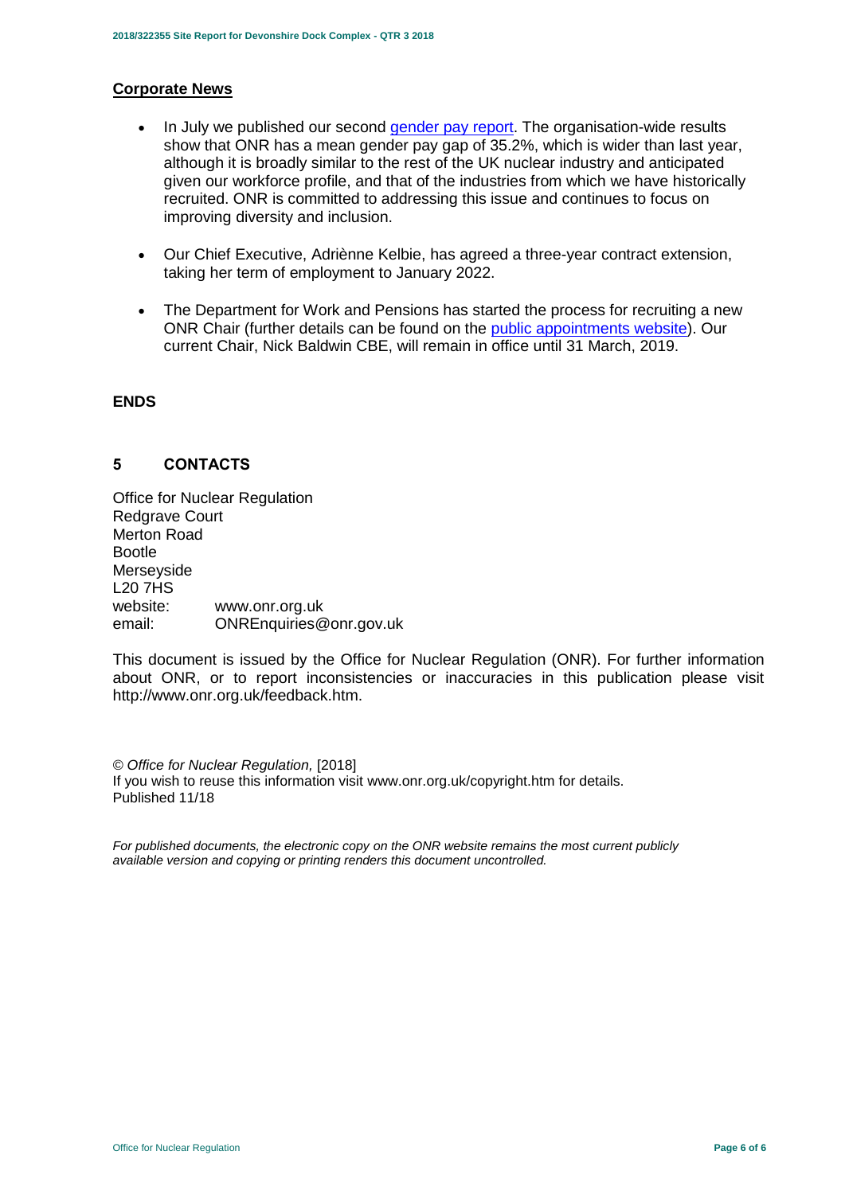**Corporate News**

- In July we published our second [gender pay report](). The organisation-wide results show that ONR has a mean gender pay gap of 35.2%, which is wider than last year, although it is broadly similar to the rest of the UK nuclear industry and anticipated given our workforce profile, and that of the industries from which we have historically recruited. ONR is committed to addressing this issue and continues to focus on improving diversity and inclusion.

- Our Chief Executive, Adriènne Kelbie, has agreed a three-year contract extension, taking her term of employment to January 2022.

- The Department for Work and Pensions has started the process for recruiting a new ONR Chair (further details can be found on the [public appointments website]()). Our current Chair, Nick Baldwin CBE, will remain in office until 31 March, 2019.

**ENDS**

## 5 CONTACTS

Office for Nuclear Regulation
Redgrave Court
Merton Road
Bootle
Merseyside
L20 7HS
website: www.onr.org.uk
email: ONREnquiries@onr.gov.uk

This document is issued by the Office for Nuclear Regulation (ONR). For further information about ONR, or to report inconsistencies or inaccuracies in this publication please visit http://www.onr.org.uk/feedback.htm.

© *Office for Nuclear Regulation,* [2018]
If you wish to reuse this information visit www.onr.org.uk/copyright.htm for details.
Published 11/18

*For published documents, the electronic copy on the ONR website remains the most current publicly available version and copying or printing renders this document uncontrolled.*